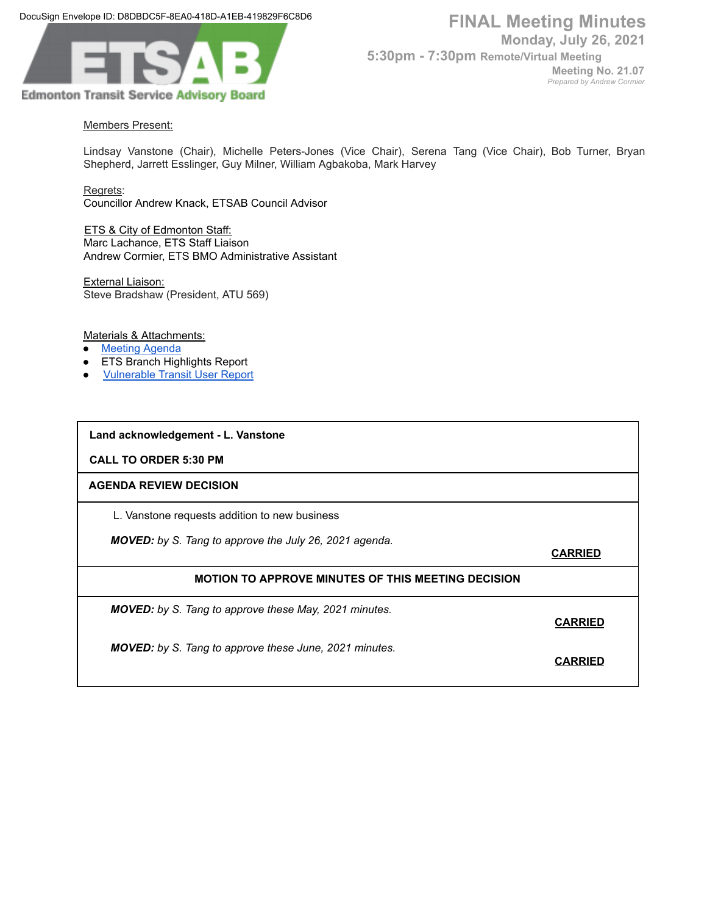DocuSign Envelope ID: D8DBDC5F-8EA0-418D-A1EB-419829F6C8D6

ETSAB
Edmonton Transit Service Advisory Board

# FINAL Meeting Minutes

**Monday, July 26, 2021**

**5:30pm - 7:30pm Remote/Virtual Meeting**

**Meeting No. 21.07**

*Prepared by Andrew Cormier*

Members Present:

Lindsay Vanstone (Chair), Michelle Peters-Jones (Vice Chair), Serena Tang (Vice Chair), Bob Turner, Bryan Shepherd, Jarrett Esslinger, Guy Milner, William Agbakoba, Mark Harvey

Regrets:
Councillor Andrew Knack, ETSAB Council Advisor

ETS & City of Edmonton Staff:
Marc Lachance, ETS Staff Liaison
Andrew Cormier, ETS BMO Administrative Assistant

External Liaison:
Steve Bradshaw (President, ATU 569)

Materials & Attachments:

- [Meeting Agenda]
- ETS Branch Highlights Report
- [Vulnerable Transit User Report]

---

**Land acknowledgement - L. Vanstone**

**CALL TO ORDER 5:30 PM**

---

**AGENDA REVIEW DECISION**

L. Vanstone requests addition to new business

***MOVED:*** *by S. Tang to approve the July 26, 2021 agenda.*

**CARRIED**

---

**MOTION TO APPROVE MINUTES OF THIS MEETING DECISION**

***MOVED:*** *by S. Tang to approve these May, 2021 minutes.*

**CARRIED**

***MOVED:*** *by S. Tang to approve these June, 2021 minutes.*

**CARRIED**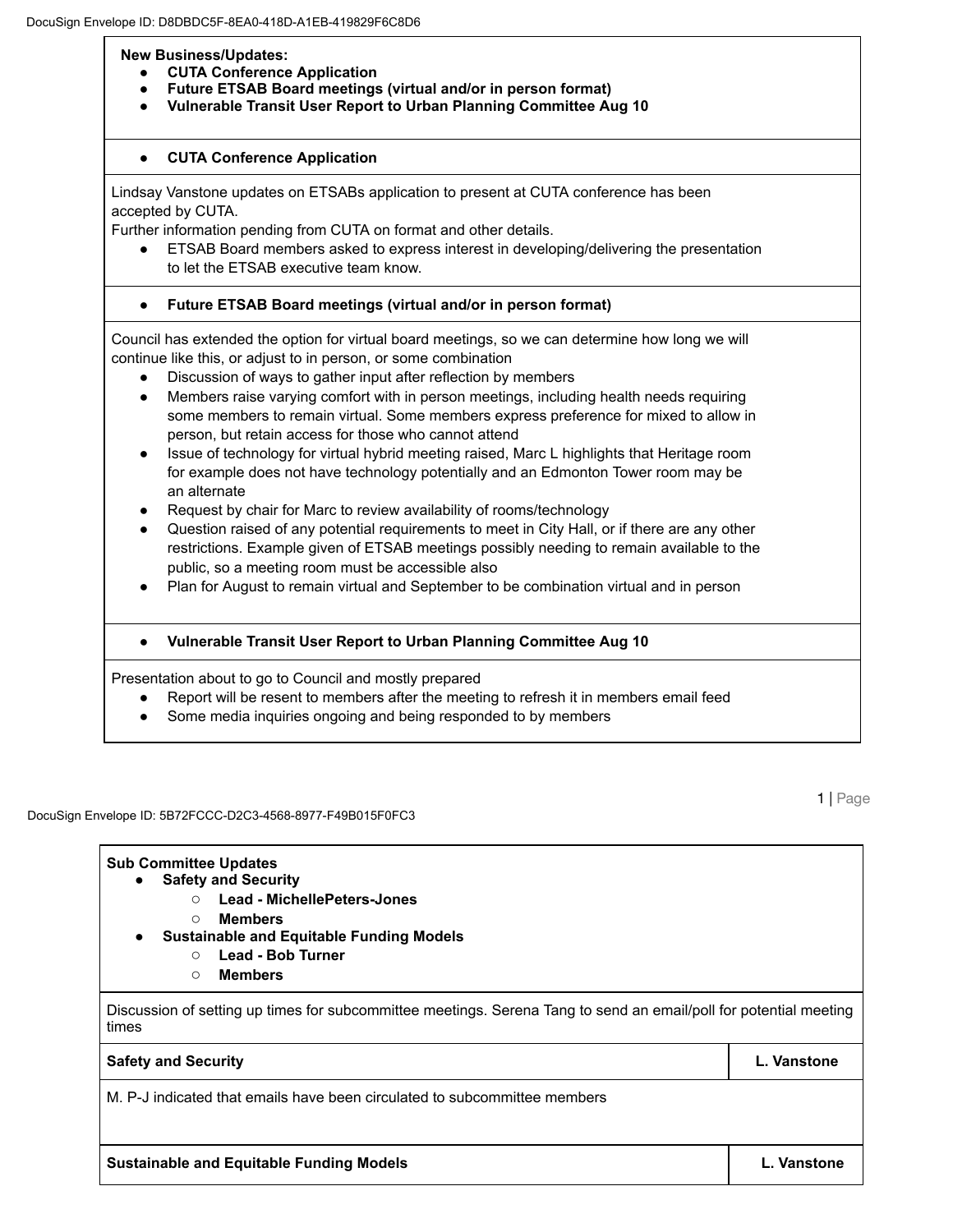**New Business/Updates:**

- **CUTA Conference Application**
- **Future ETSAB Board meetings (virtual and/or in person format)**
- **Vulnerable Transit User Report to Urban Planning Committee Aug 10**

- **CUTA Conference Application**

Lindsay Vanstone updates on ETSABs application to present at CUTA conference has been accepted by CUTA.
Further information pending from CUTA on format and other details.

- ETSAB Board members asked to express interest in developing/delivering the presentation to let the ETSAB executive team know.

- **Future ETSAB Board meetings (virtual and/or in person format)**

Council has extended the option for virtual board meetings, so we can determine how long we will continue like this, or adjust to in person, or some combination

- Discussion of ways to gather input after reflection by members
- Members raise varying comfort with in person meetings, including health needs requiring some members to remain virtual. Some members express preference for mixed to allow in person, but retain access for those who cannot attend
- Issue of technology for virtual hybrid meeting raised, Marc L highlights that Heritage room for example does not have technology potentially and an Edmonton Tower room may be an alternate
- Request by chair for Marc to review availability of rooms/technology
- Question raised of any potential requirements to meet in City Hall, or if there are any other restrictions. Example given of ETSAB meetings possibly needing to remain available to the public, so a meeting room must be accessible also
- Plan for August to remain virtual and September to be combination virtual and in person

- **Vulnerable Transit User Report to Urban Planning Committee Aug 10**

Presentation about to go to Council and mostly prepared

- Report will be resent to members after the meeting to refresh it in members email feed
- Some media inquiries ongoing and being responded to by members

**Sub Committee Updates**

- **Safety and Security**
  - **Lead - MichellePeters-Jones**
  - **Members**
- **Sustainable and Equitable Funding Models**
  - **Lead - Bob Turner**
  - **Members**

Discussion of setting up times for subcommittee meetings. Serena Tang to send an email/poll for potential meeting times

| **Safety and Security** | **L. Vanstone** |
|---|---|
| M. P-J indicated that emails have been circulated to subcommittee members | |
| **Sustainable and Equitable Funding Models** | **L. Vanstone** |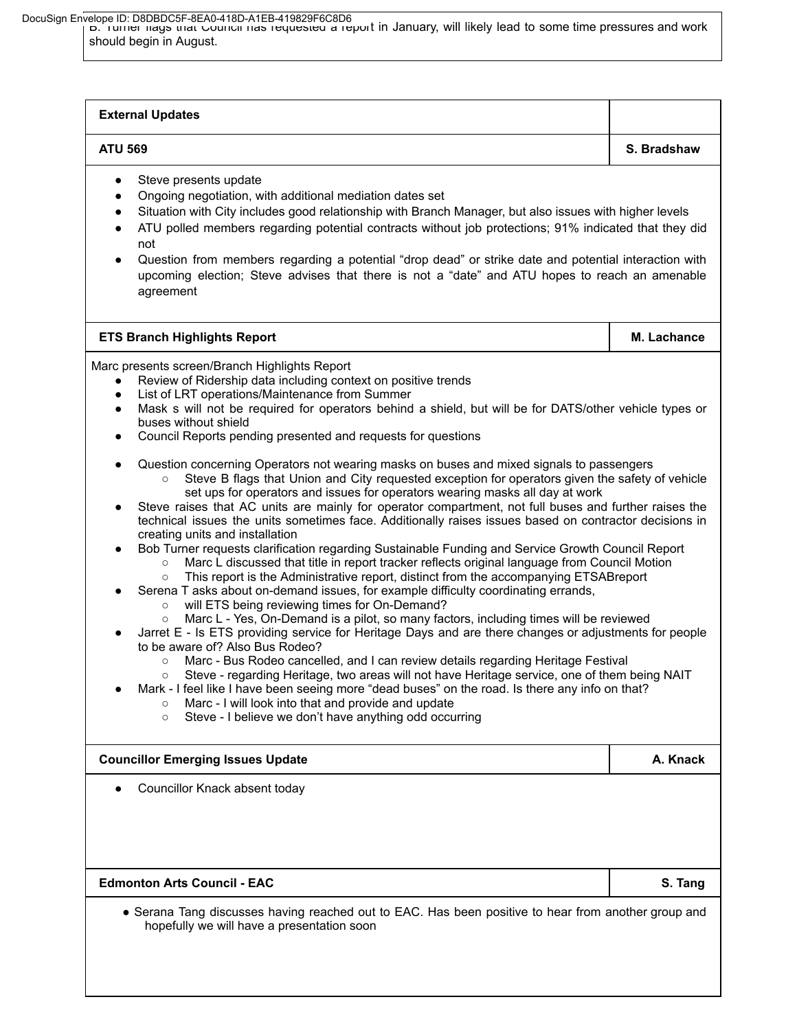B. Turner flags that Council has requested a report in January, will likely lead to some time pressures and work should begin in August.

| External Updates | |
|---|---|

| ATU 569 | S. Bradshaw |
|---|---|

- Steve presents update
- Ongoing negotiation, with additional mediation dates set
- Situation with City includes good relationship with Branch Manager, but also issues with higher levels
- ATU polled members regarding potential contracts without job protections; 91% indicated that they did not
- Question from members regarding a potential "drop dead" or strike date and potential interaction with upcoming election; Steve advises that there is not a "date" and ATU hopes to reach an amenable agreement

| ETS Branch Highlights Report | M. Lachance |
|---|---|

Marc presents screen/Branch Highlights Report

- Review of Ridership data including context on positive trends
- List of LRT operations/Maintenance from Summer
- Mask s will not be required for operators behind a shield, but will be for DATS/other vehicle types or buses without shield
- Council Reports pending presented and requests for questions

- Question concerning Operators not wearing masks on buses and mixed signals to passengers
  - Steve B flags that Union and City requested exception for operators given the safety of vehicle set ups for operators and issues for operators wearing masks all day at work
- Steve raises that AC units are mainly for operator compartment, not full buses and further raises the technical issues the units sometimes face. Additionally raises issues based on contractor decisions in creating units and installation
- Bob Turner requests clarification regarding Sustainable Funding and Service Growth Council Report
  - Marc L discussed that title in report tracker reflects original language from Council Motion
  - This report is the Administrative report, distinct from the accompanying ETSABreport
- Serena T asks about on-demand issues, for example difficulty coordinating errands,
  - will ETS being reviewing times for On-Demand?
  - Marc L - Yes, On-Demand is a pilot, so many factors, including times will be reviewed
- Jarret E - Is ETS providing service for Heritage Days and are there changes or adjustments for people to be aware of? Also Bus Rodeo?
  - Marc - Bus Rodeo cancelled, and I can review details regarding Heritage Festival
  - Steve - regarding Heritage, two areas will not have Heritage service, one of them being NAIT
- Mark - I feel like I have been seeing more "dead buses" on the road. Is there any info on that?
  - Marc - I will look into that and provide and update
  - Steve - I believe we don't have anything odd occurring

| Councillor Emerging Issues Update | A. Knack |
|---|---|

- Councillor Knack absent today

| Edmonton Arts Council - EAC | S. Tang |
|---|---|

- Serana Tang discusses having reached out to EAC. Has been positive to hear from another group and hopefully we will have a presentation soon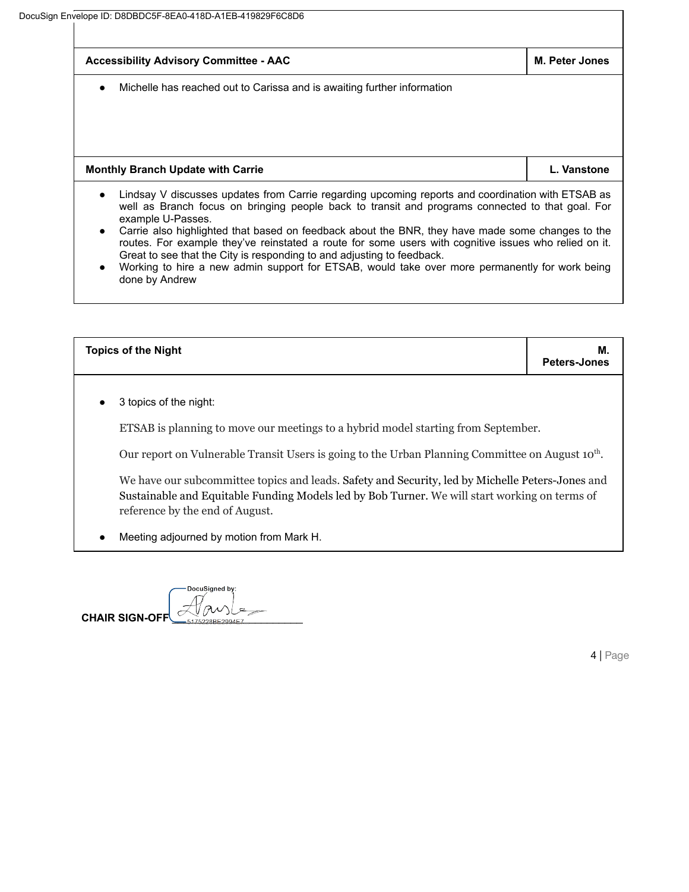| Accessibility Advisory Committee - AAC | M. Peter Jones |
|---|---|
| • Michelle has reached out to Carissa and is awaiting further information | |

| Monthly Branch Update with Carrie | L. Vanstone |
|---|---|
| • Lindsay V discusses updates from Carrie regarding upcoming reports and coordination with ETSAB as well as Branch focus on bringing people back to transit and programs connected to that goal. For example U-Passes.<br>• Carrie also highlighted that based on feedback about the BNR, they have made some changes to the routes. For example they've reinstated a route for some users with cognitive issues who relied on it. Great to see that the City is responding to and adjusting to feedback.<br>• Working to hire a new admin support for ETSAB, would take over more permanently for work being done by Andrew | |

| Topics of the Night | M. Peters-Jones |
|---|---|
| • 3 topics of the night:<br><br>ETSAB is planning to move our meetings to a hybrid model starting from September.<br><br>Our report on Vulnerable Transit Users is going to the Urban Planning Committee on August 10th.<br><br>We have our subcommittee topics and leads. Safety and Security, led by Michelle Peters-Jones and Sustainable and Equitable Funding Models led by Bob Turner. We will start working on terms of reference by the end of August.<br><br>• Meeting adjourned by motion from Mark H. | |

**CHAIR SIGN-OFF** ______________________